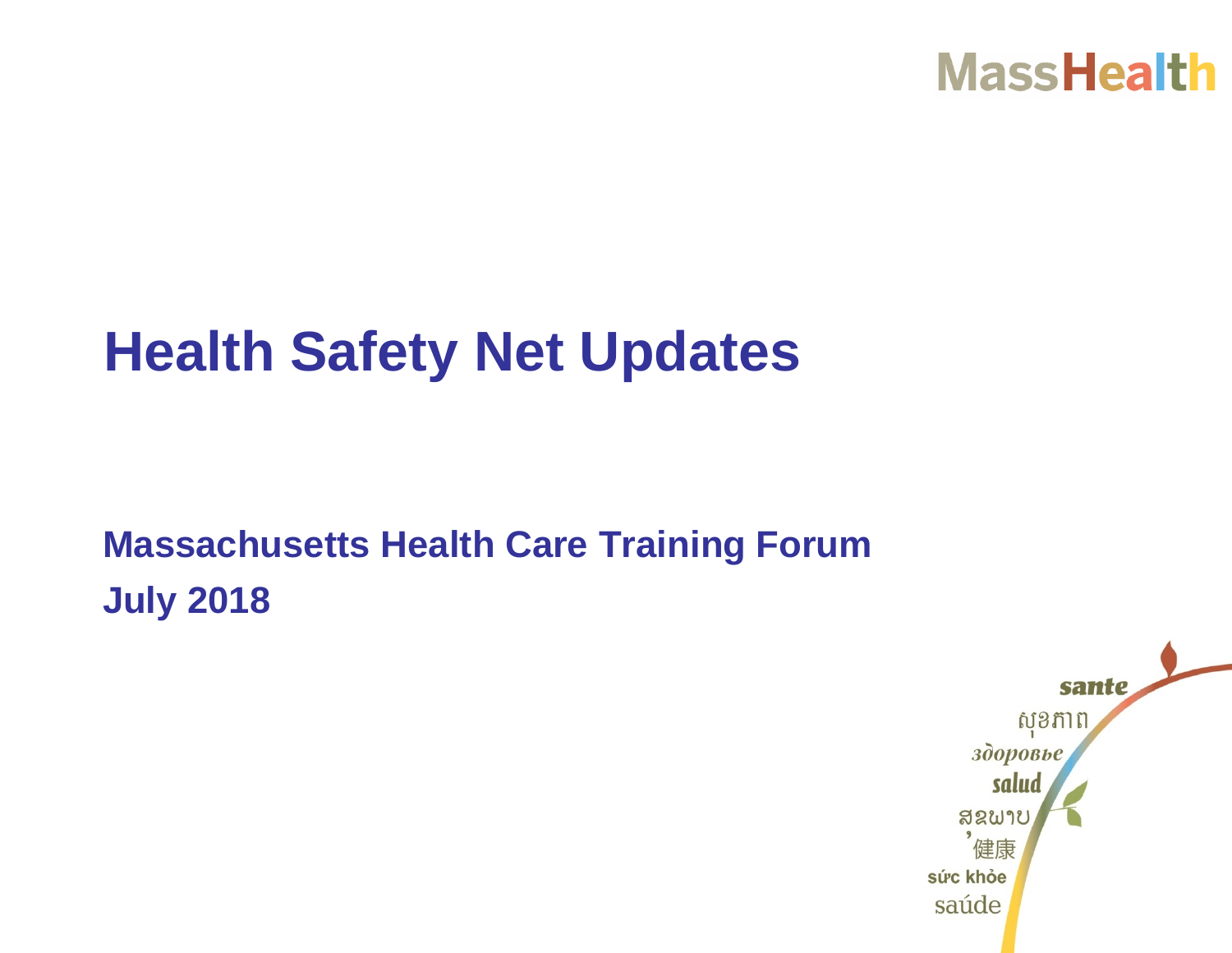MassHealth

# Health Safety Net Updates

**Massachusetts Health Care Training Forum**
**July 2018**

sante
សុខភាព
здоровье
salud
ສຸຂພາບ
健康
sức khỏe
saúde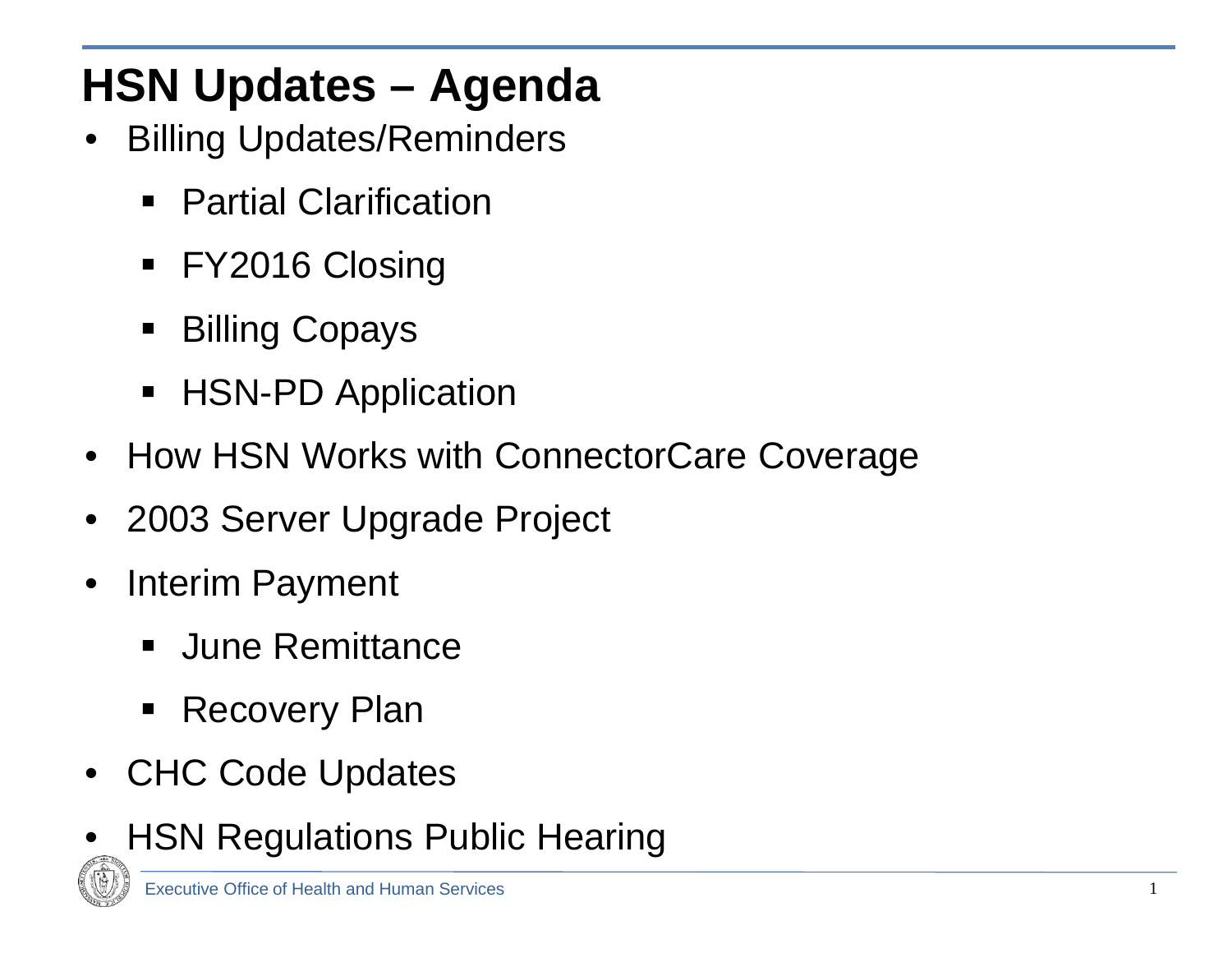# HSN Updates – Agenda

- Billing Updates/Reminders
  - Partial Clarification
  - FY2016 Closing
  - Billing Copays
  - HSN-PD Application
- How HSN Works with ConnectorCare Coverage
- 2003 Server Upgrade Project
- Interim Payment
  - June Remittance
  - Recovery Plan
- CHC Code Updates
- HSN Regulations Public Hearing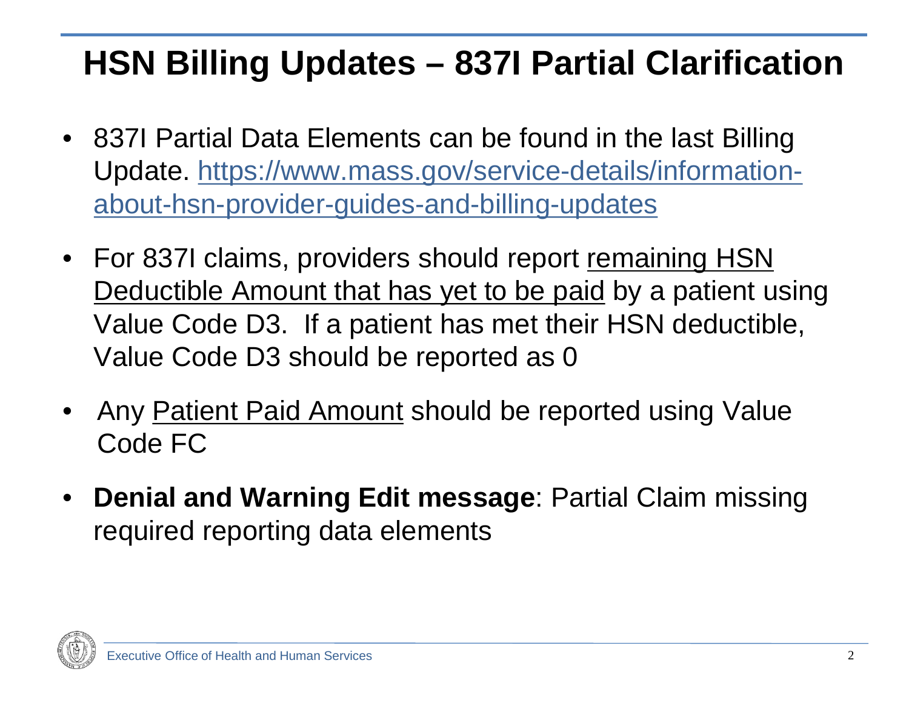# HSN Billing Updates – 837I Partial Clarification

- 837I Partial Data Elements can be found in the last Billing Update. [https://www.mass.gov/service-details/information-about-hsn-provider-guides-and-billing-updates](https://www.mass.gov/service-details/information-about-hsn-provider-guides-and-billing-updates)
- For 837I claims, providers should report remaining HSN Deductible Amount that has yet to be paid by a patient using Value Code D3. If a patient has met their HSN deductible, Value Code D3 should be reported as 0
- Any Patient Paid Amount should be reported using Value Code FC
- **Denial and Warning Edit message**: Partial Claim missing required reporting data elements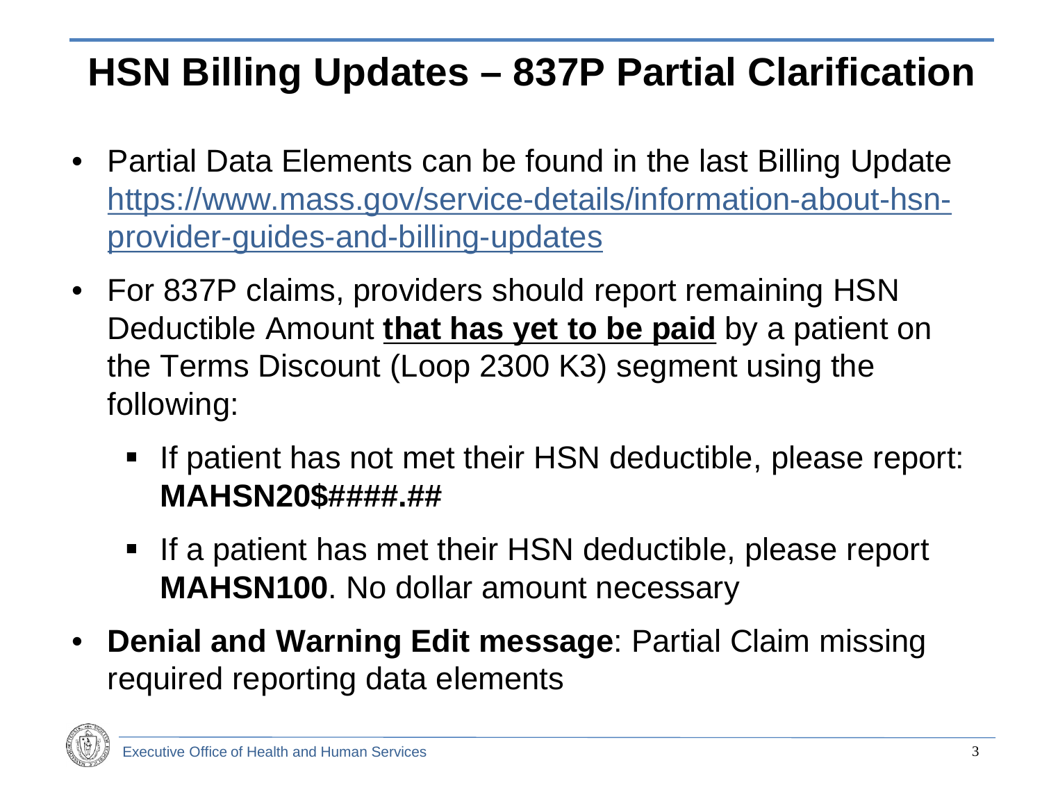# HSN Billing Updates – 837P Partial Clarification

- Partial Data Elements can be found in the last Billing Update [https://www.mass.gov/service-details/information-about-hsn-provider-guides-and-billing-updates](https://www.mass.gov/service-details/information-about-hsn-provider-guides-and-billing-updates)
- For 837P claims, providers should report remaining HSN Deductible Amount **that has yet to be paid** by a patient on the Terms Discount (Loop 2300 K3) segment using the following:
  - If patient has not met their HSN deductible, please report: **MAHSN20$####.##**
  - If a patient has met their HSN deductible, please report **MAHSN100**. No dollar amount necessary
- **Denial and Warning Edit message**: Partial Claim missing required reporting data elements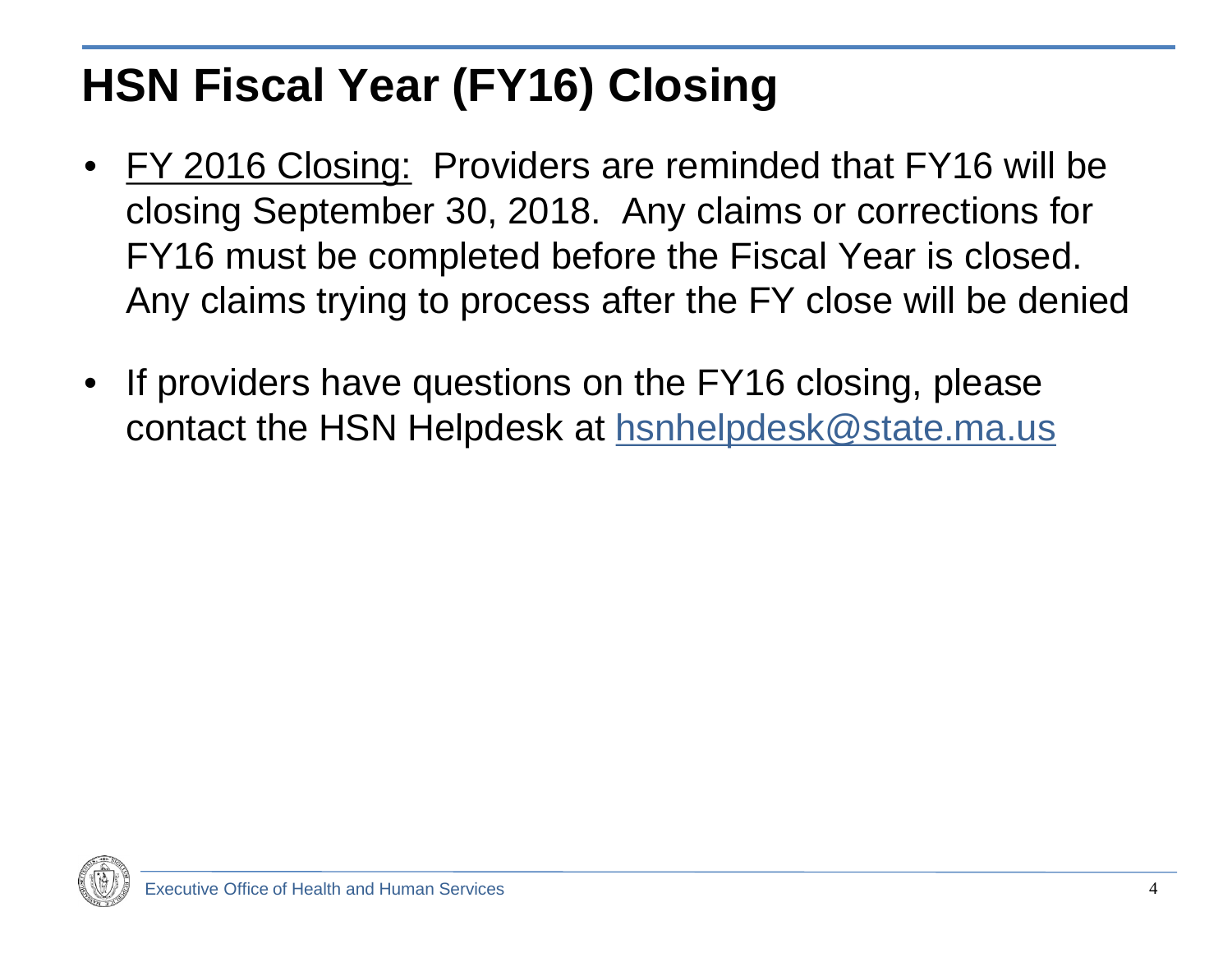# HSN Fiscal Year (FY16) Closing

- FY 2016 Closing: Providers are reminded that FY16 will be closing September 30, 2018. Any claims or corrections for FY16 must be completed before the Fiscal Year is closed. Any claims trying to process after the FY close will be denied
- If providers have questions on the FY16 closing, please contact the HSN Helpdesk at hsnhelpdesk@state.ma.us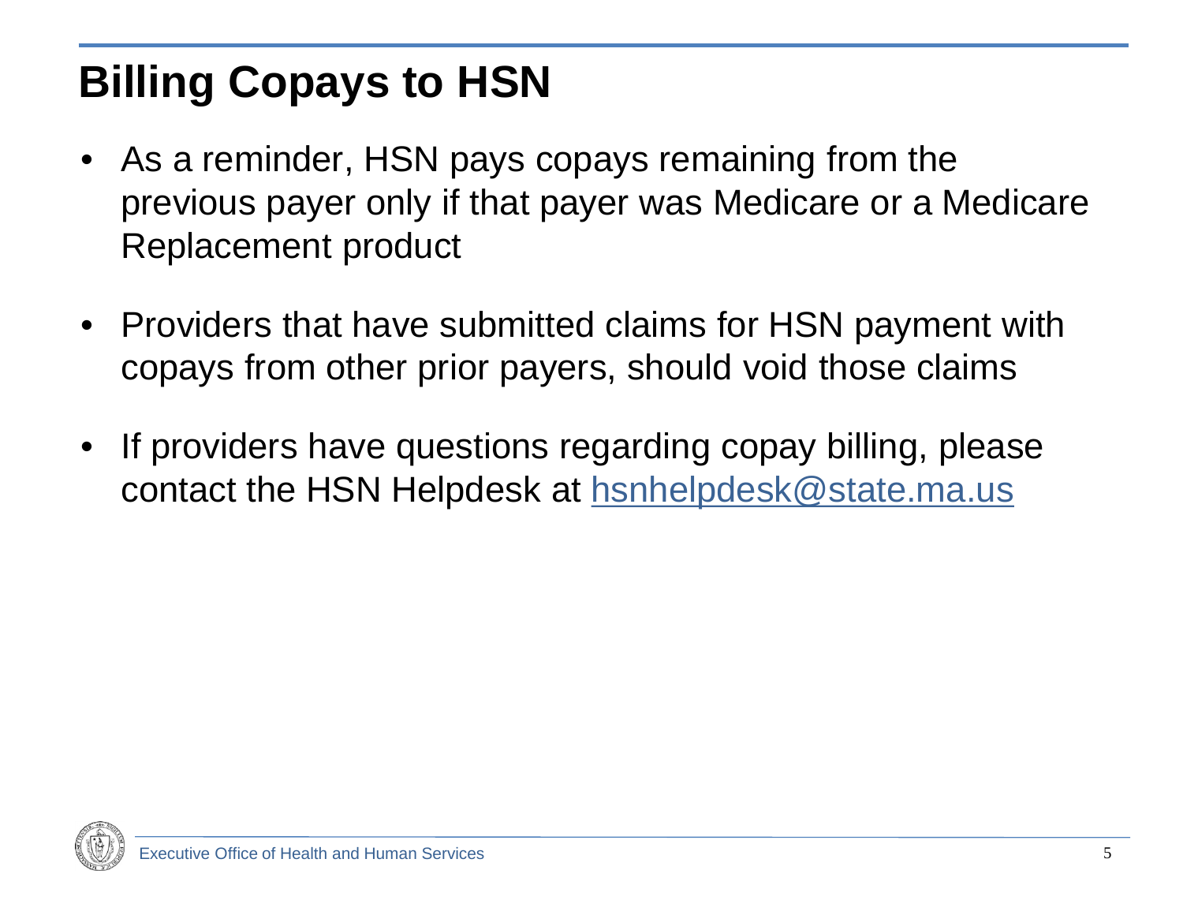# Billing Copays to HSN

- As a reminder, HSN pays copays remaining from the previous payer only if that payer was Medicare or a Medicare Replacement product
- Providers that have submitted claims for HSN payment with copays from other prior payers, should void those claims
- If providers have questions regarding copay billing, please contact the HSN Helpdesk at hsnhelpdesk@state.ma.us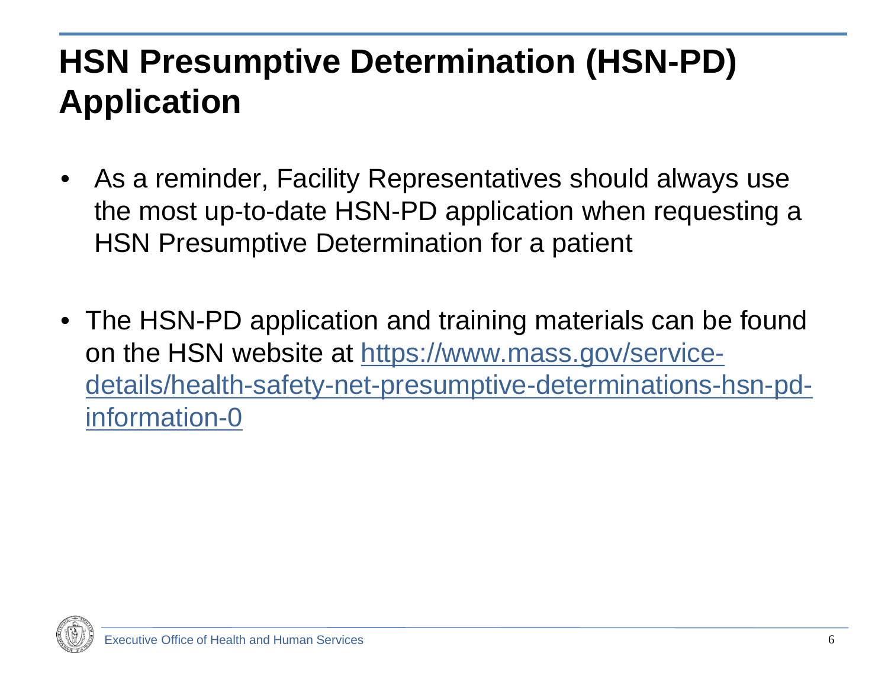# HSN Presumptive Determination (HSN-PD) Application

- As a reminder, Facility Representatives should always use the most up-to-date HSN-PD application when requesting a HSN Presumptive Determination for a patient

- The HSN-PD application and training materials can be found on the HSN website at https://www.mass.gov/service-details/health-safety-net-presumptive-determinations-hsn-pd-information-0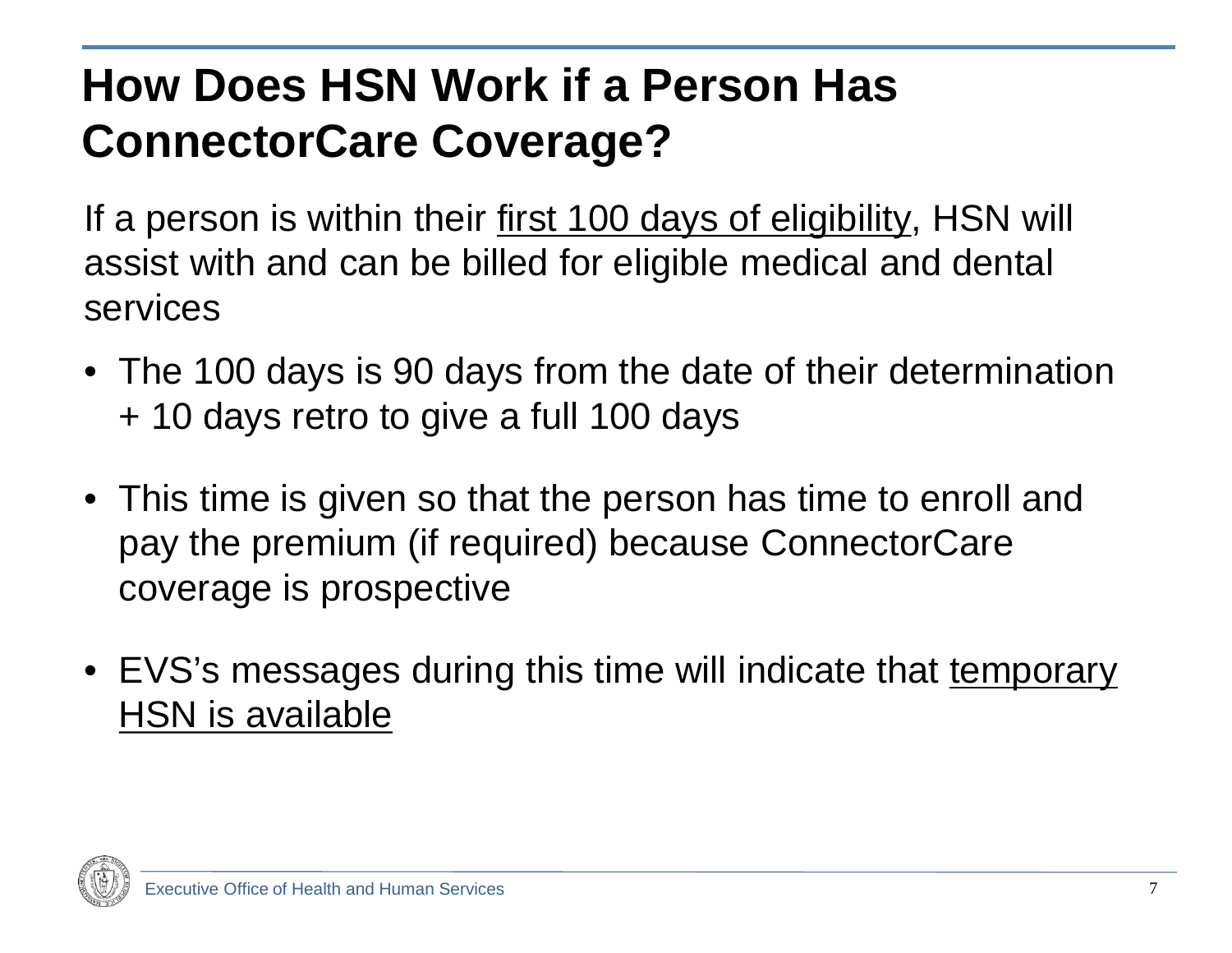# How Does HSN Work if a Person Has ConnectorCare Coverage?

If a person is within their first 100 days of eligibility, HSN will assist with and can be billed for eligible medical and dental services

- The 100 days is 90 days from the date of their determination + 10 days retro to give a full 100 days
- This time is given so that the person has time to enroll and pay the premium (if required) because ConnectorCare coverage is prospective
- EVS's messages during this time will indicate that temporary HSN is available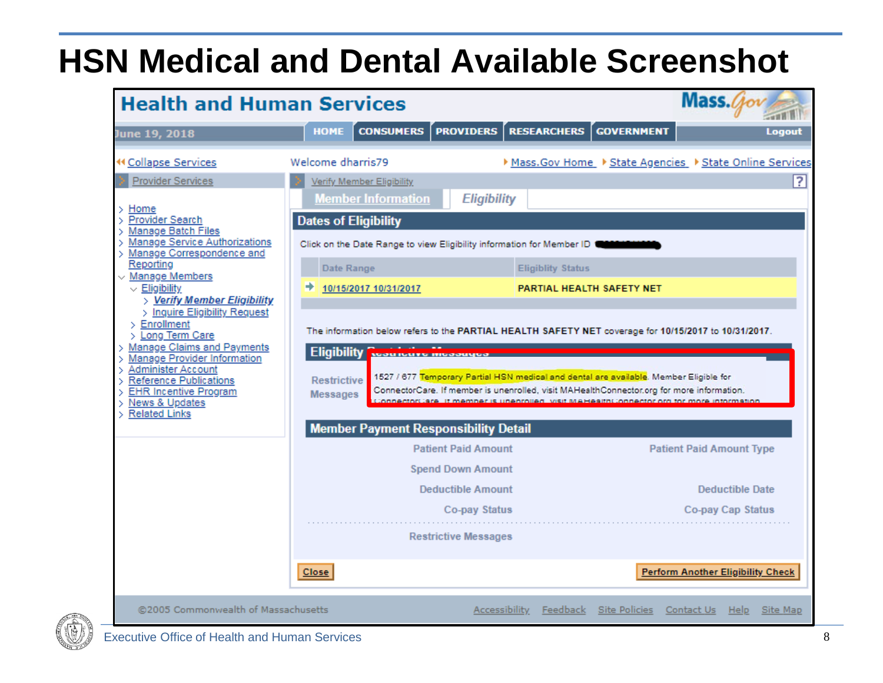# HSN Medical and Dental Available Screenshot

## Health and Human Services

June 19, 2018

HOME | CONSUMERS | PROVIDERS | RESEARCHERS | GOVERNMENT | Logout

Collapse Services

Welcome dharris79

Mass.Gov Home | State Agencies | State Online Services

Provider Services

- Home
- Provider Search
- Manage Batch Files
- Manage Service Authorizations
- Manage Correspondence and Reporting
- Manage Members
  - Eligibility
    - Verify Member Eligibility
    - Inquire Eligibility Request
  - Enrollment
  - Long Term Care
- Manage Claims and Payments
- Manage Provider Information
- Administer Account
- Reference Publications
- EHR Incentive Program
- News & Updates
- Related Links

Verify Member Eligibility

Member Information | Eligibility

### Dates of Eligibility

Click on the Date Range to view Eligibility information for Member ID

| Date Range | Eligiblity Status |
|---|---|
| 10/15/2017 10/31/2017 | PARTIAL HEALTH SAFETY NET |

The information below refers to the PARTIAL HEALTH SAFETY NET coverage for 10/15/2017 to 10/31/2017.

### Eligibility Restrictive Messages

Restrictive Messages: 1527 / 677 Temporary Partial HSN medical and dental are available. Member Eligible for ConnectorCare. If member is unenrolled, visit MAHealthConnector.org for more information.

### Member Payment Responsibility Detail

| | |
|---|---|
| Patient Paid Amount | Patient Paid Amount Type |
| Spend Down Amount | |
| Deductible Amount | Deductible Date |
| Co-pay Status | Co-pay Cap Status |

Restrictive Messages

Close | Perform Another Eligibility Check

©2005 Commonwealth of Massachusetts

Accessibility | Feedback | Site Policies | Contact Us | Help | Site Map

Executive Office of Health and Human Services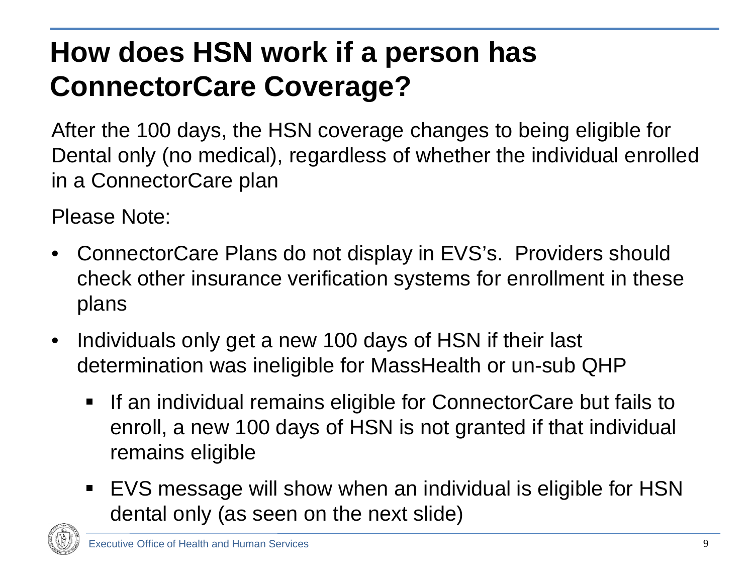# How does HSN work if a person has ConnectorCare Coverage?

After the 100 days, the HSN coverage changes to being eligible for Dental only (no medical), regardless of whether the individual enrolled in a ConnectorCare plan

Please Note:

- ConnectorCare Plans do not display in EVS's. Providers should check other insurance verification systems for enrollment in these plans
- Individuals only get a new 100 days of HSN if their last determination was ineligible for MassHealth or un-sub QHP
  - If an individual remains eligible for ConnectorCare but fails to enroll, a new 100 days of HSN is not granted if that individual remains eligible
  - EVS message will show when an individual is eligible for HSN dental only (as seen on the next slide)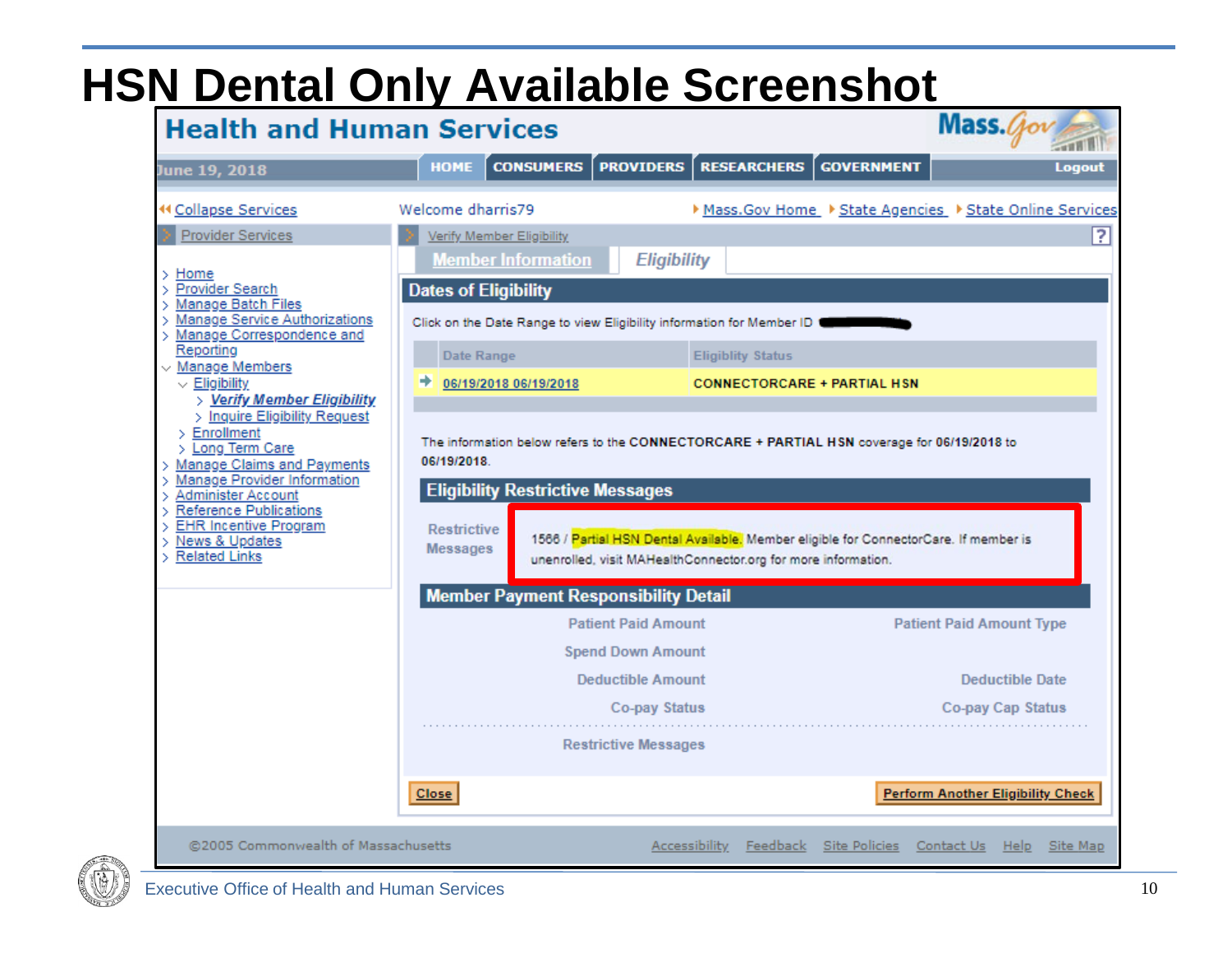# HSN Dental Only Available Screenshot

**Health and Human Services**

June 19, 2018

HOME | CONSUMERS | PROVIDERS | RESEARCHERS | GOVERNMENT | Logout

Collapse Services

Provider Services

- Home
- Provider Search
- Manage Batch Files
- Manage Service Authorizations
- Manage Correspondence and Reporting
- Manage Members
  - Eligibility
    - *Verify Member Eligibility*
    - Inquire Eligibility Request
  - Enrollment
  - Long Term Care
- Manage Claims and Payments
- Manage Provider Information
- Administer Account
- Reference Publications
- EHR Incentive Program
- News & Updates
- Related Links

Welcome dharris79

Mass.Gov Home | State Agencies | State Online Services

Verify Member Eligibility

Member Information | *Eligibility*

## Dates of Eligibility

Click on the Date Range to view Eligibility information for Member ID

| Date Range | Eligiblity Status |
|---|---|
| 06/19/2018 06/19/2018 | CONNECTORCARE + PARTIAL HSN |

The information below refers to the **CONNECTORCARE + PARTIAL HSN** coverage for **06/19/2018** to **06/19/2018**.

## Eligibility Restrictive Messages

| Restrictive Messages | 1566 / Partial HSN Dental Available. Member eligible for ConnectorCare. If member is unenrolled, visit MAHealthConnector.org for more information. |
|---|---|

## Member Payment Responsibility Detail

| | |
|---|---|
| Patient Paid Amount | Patient Paid Amount Type |
| Spend Down Amount | |
| Deductible Amount | Deductible Date |
| Co-pay Status | Co-pay Cap Status |
| Restrictive Messages | |

Close | Perform Another Eligibility Check

©2005 Commonwealth of Massachusetts

Accessibility | Feedback | Site Policies | Contact Us | Help | Site Map

Executive Office of Health and Human Services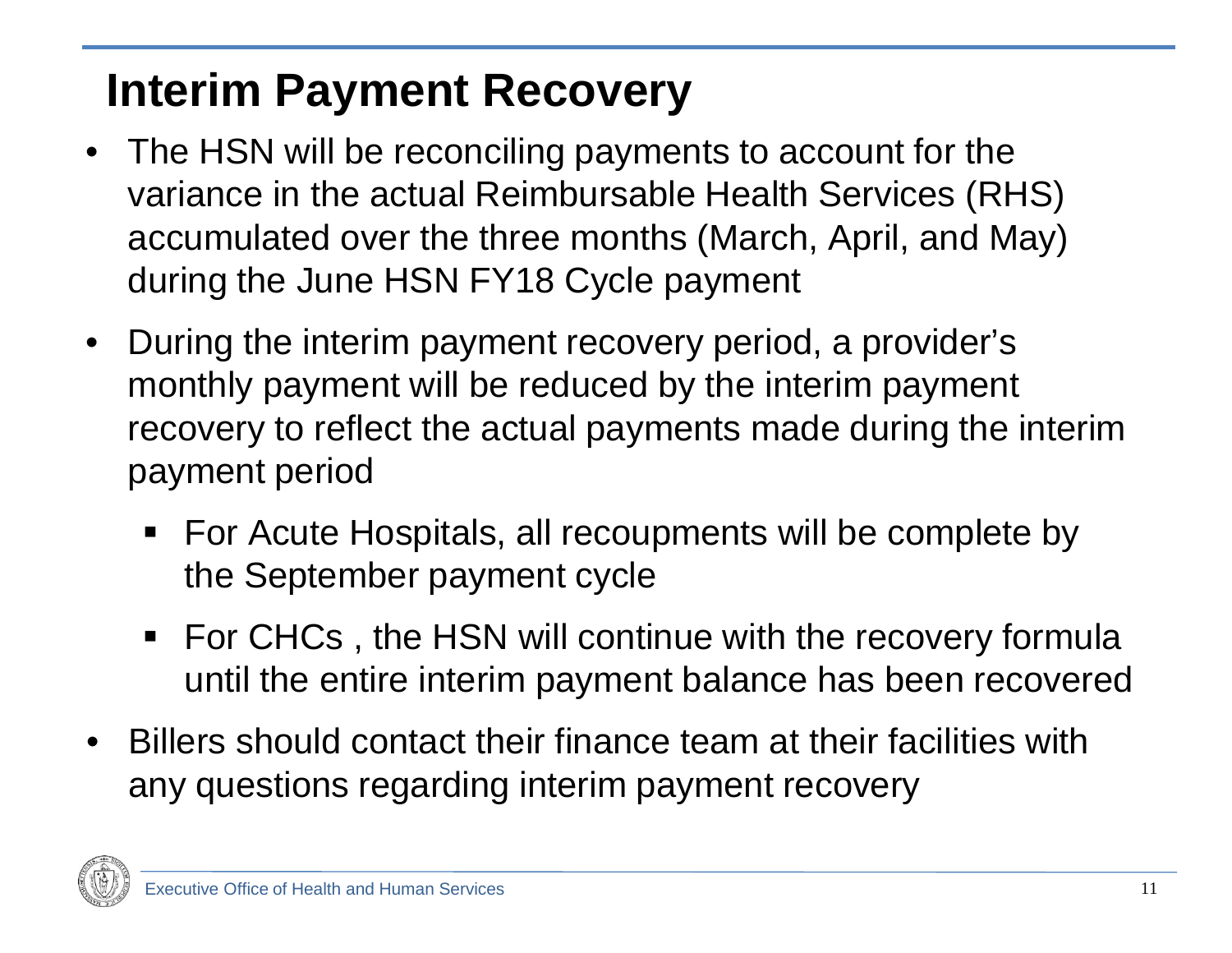# Interim Payment Recovery

- The HSN will be reconciling payments to account for the variance in the actual Reimbursable Health Services (RHS) accumulated over the three months (March, April, and May) during the June HSN FY18 Cycle payment
- During the interim payment recovery period, a provider's monthly payment will be reduced by the interim payment recovery to reflect the actual payments made during the interim payment period
  - For Acute Hospitals, all recoupments will be complete by the September payment cycle
  - For CHCs , the HSN will continue with the recovery formula until the entire interim payment balance has been recovered
- Billers should contact their finance team at their facilities with any questions regarding interim payment recovery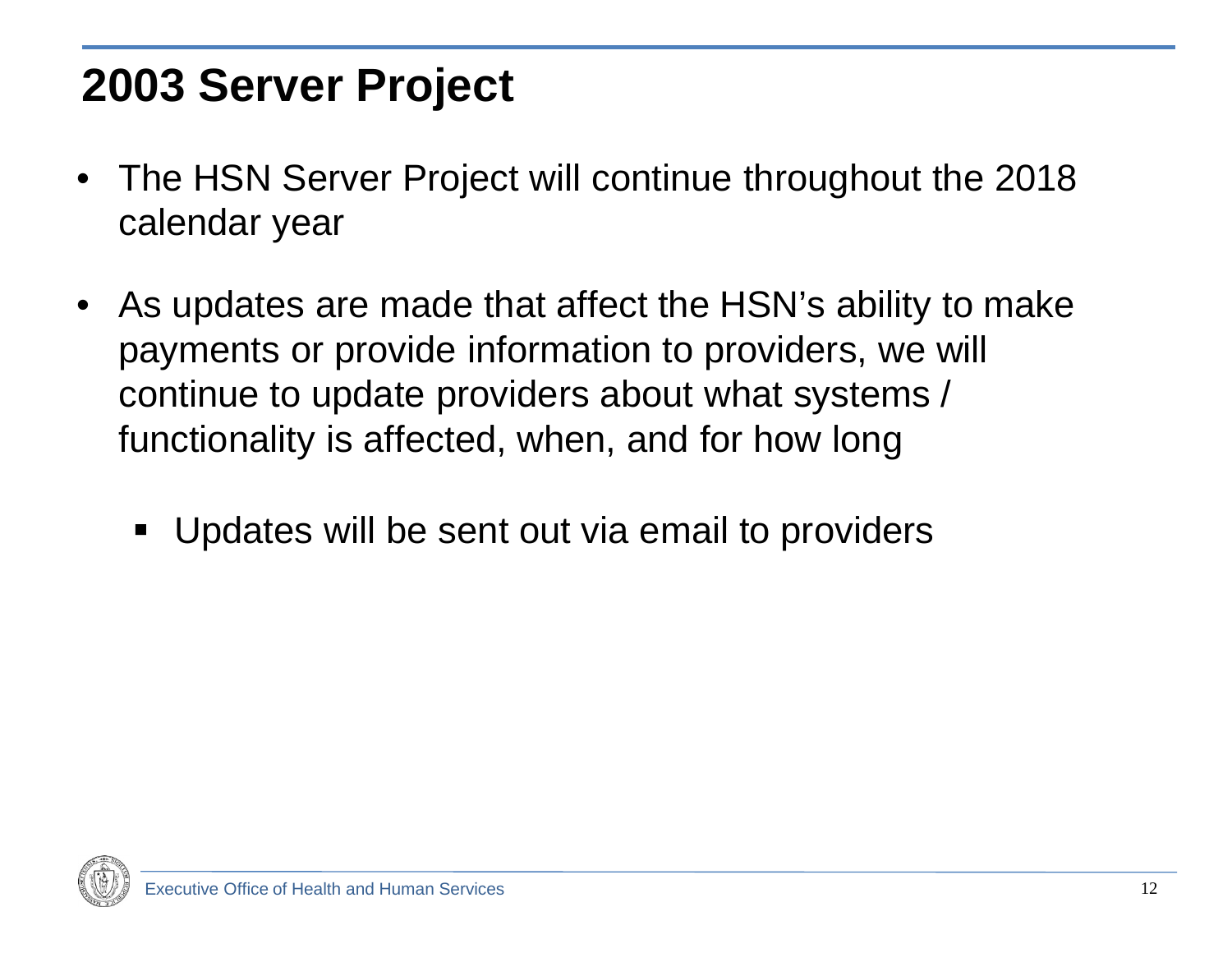# 2003 Server Project

- The HSN Server Project will continue throughout the 2018 calendar year
- As updates are made that affect the HSN's ability to make payments or provide information to providers, we will continue to update providers about what systems / functionality is affected, when, and for how long
  - Updates will be sent out via email to providers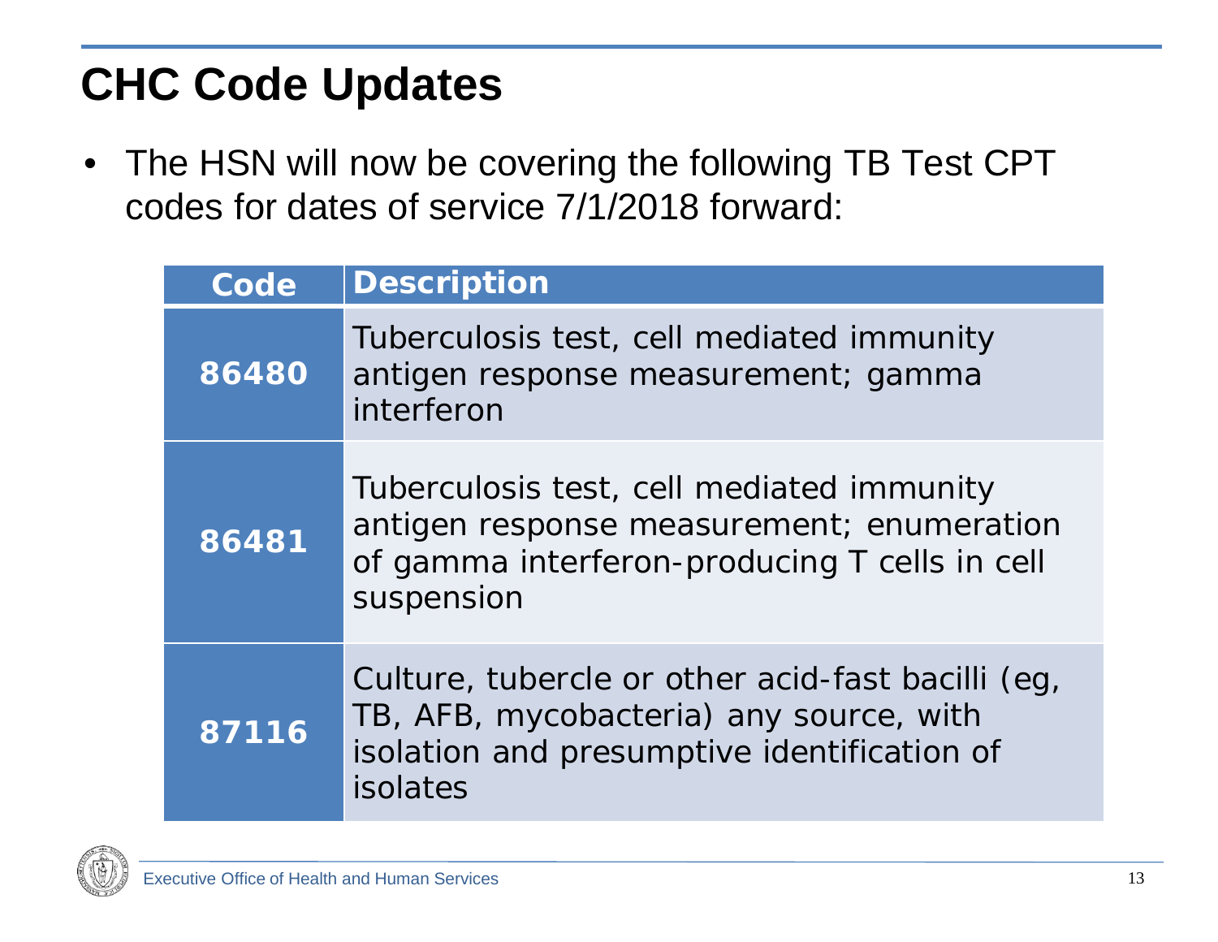# CHC Code Updates

- The HSN will now be covering the following TB Test CPT codes for dates of service 7/1/2018 forward:

| Code | Description |
| --- | --- |
| **86480** | Tuberculosis test, cell mediated immunity antigen response measurement; gamma interferon |
| **86481** | Tuberculosis test, cell mediated immunity antigen response measurement; enumeration of gamma interferon-producing T cells in cell suspension |
| **87116** | Culture, tubercle or other acid-fast bacilli (eg, TB, AFB, mycobacteria) any source, with isolation and presumptive identification of isolates |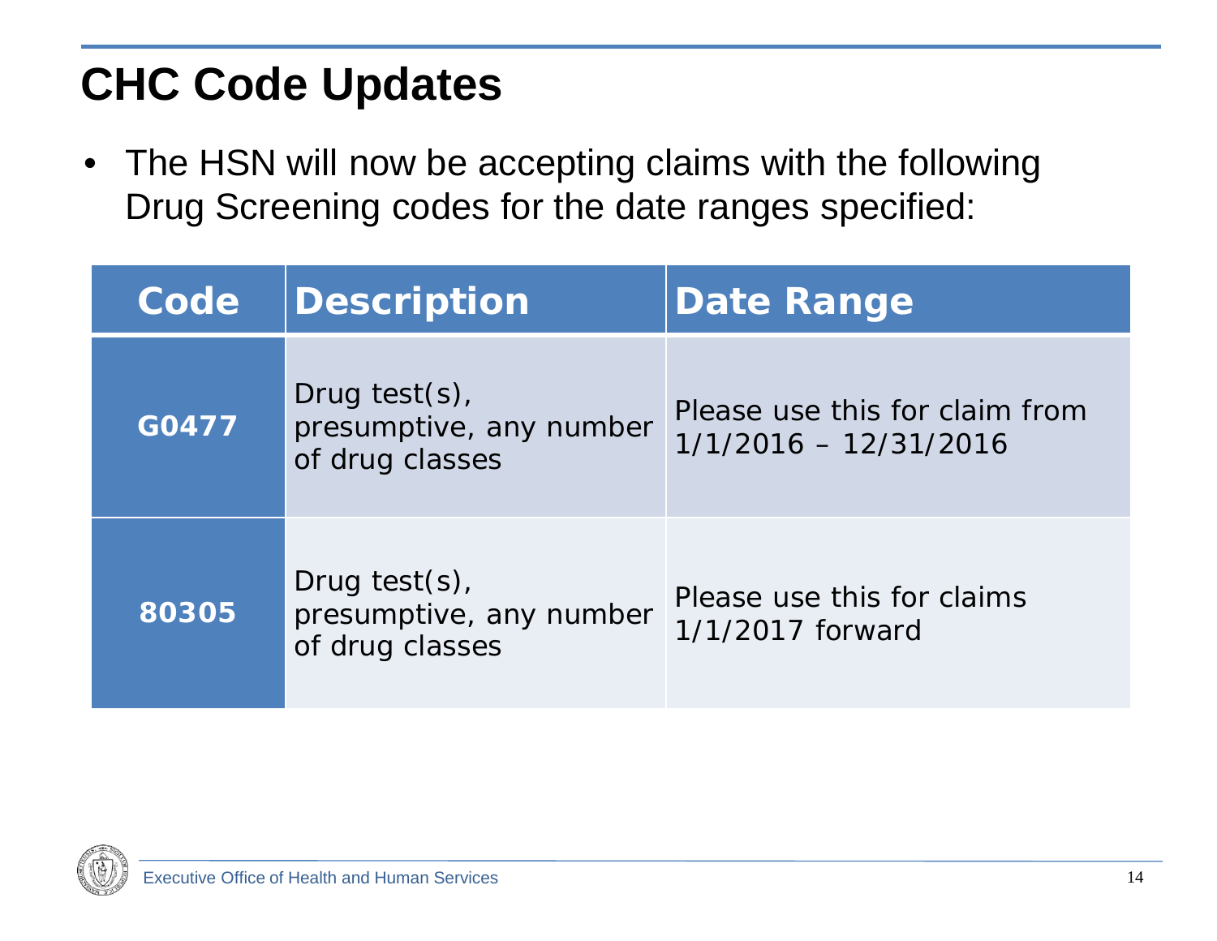# CHC Code Updates

- The HSN will now be accepting claims with the following Drug Screening codes for the date ranges specified:

| Code | Description | Date Range |
|---|---|---|
| G0477 | Drug test(s), presumptive, any number of drug classes | Please use this for claim from 1/1/2016 – 12/31/2016 |
| 80305 | Drug test(s), presumptive, any number of drug classes | Please use this for claims 1/1/2017 forward |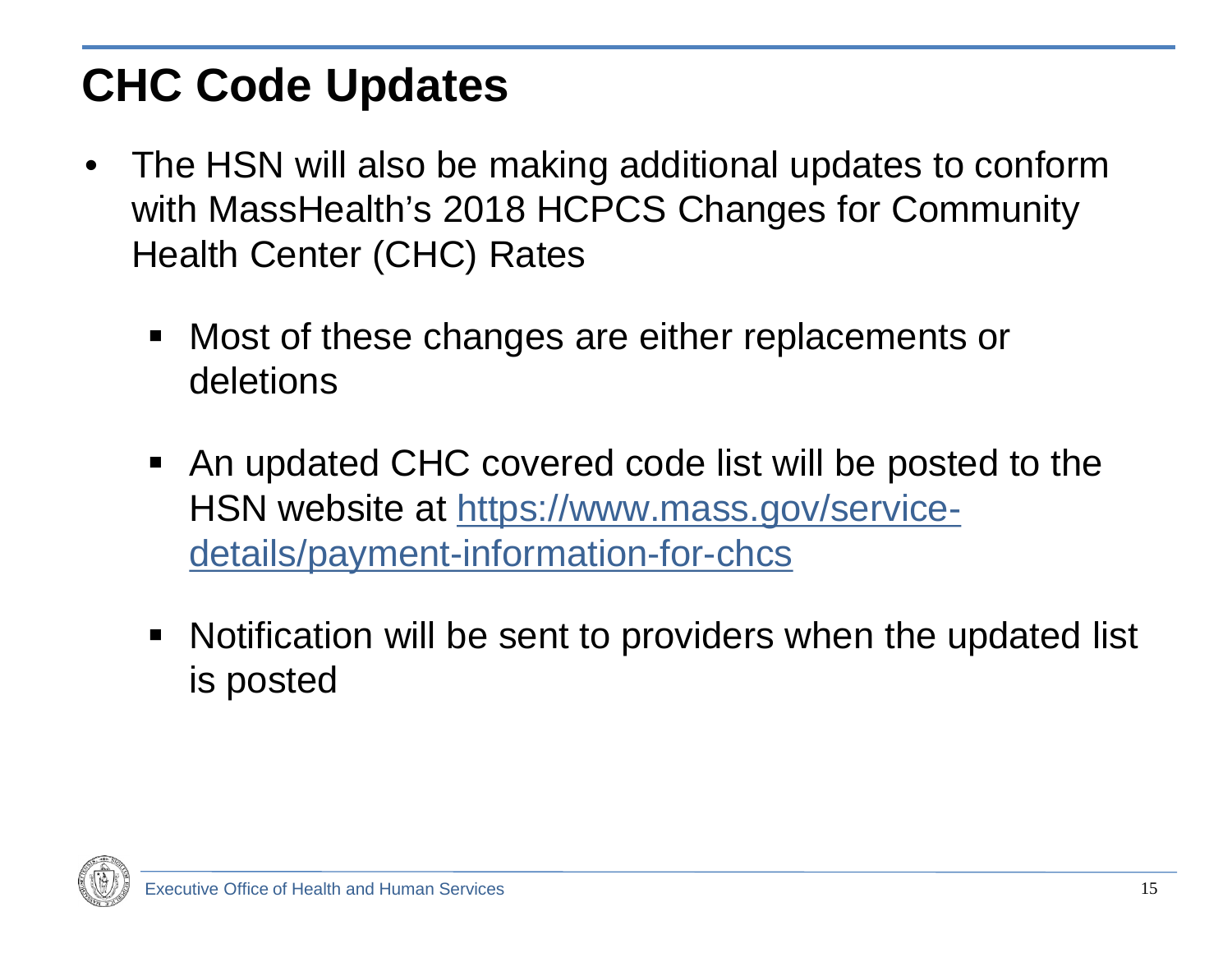# CHC Code Updates

- The HSN will also be making additional updates to conform with MassHealth's 2018 HCPCS Changes for Community Health Center (CHC) Rates
  - Most of these changes are either replacements or deletions
  - An updated CHC covered code list will be posted to the HSN website at [https://www.mass.gov/service-details/payment-information-for-chcs](https://www.mass.gov/service-details/payment-information-for-chcs)
  - Notification will be sent to providers when the updated list is posted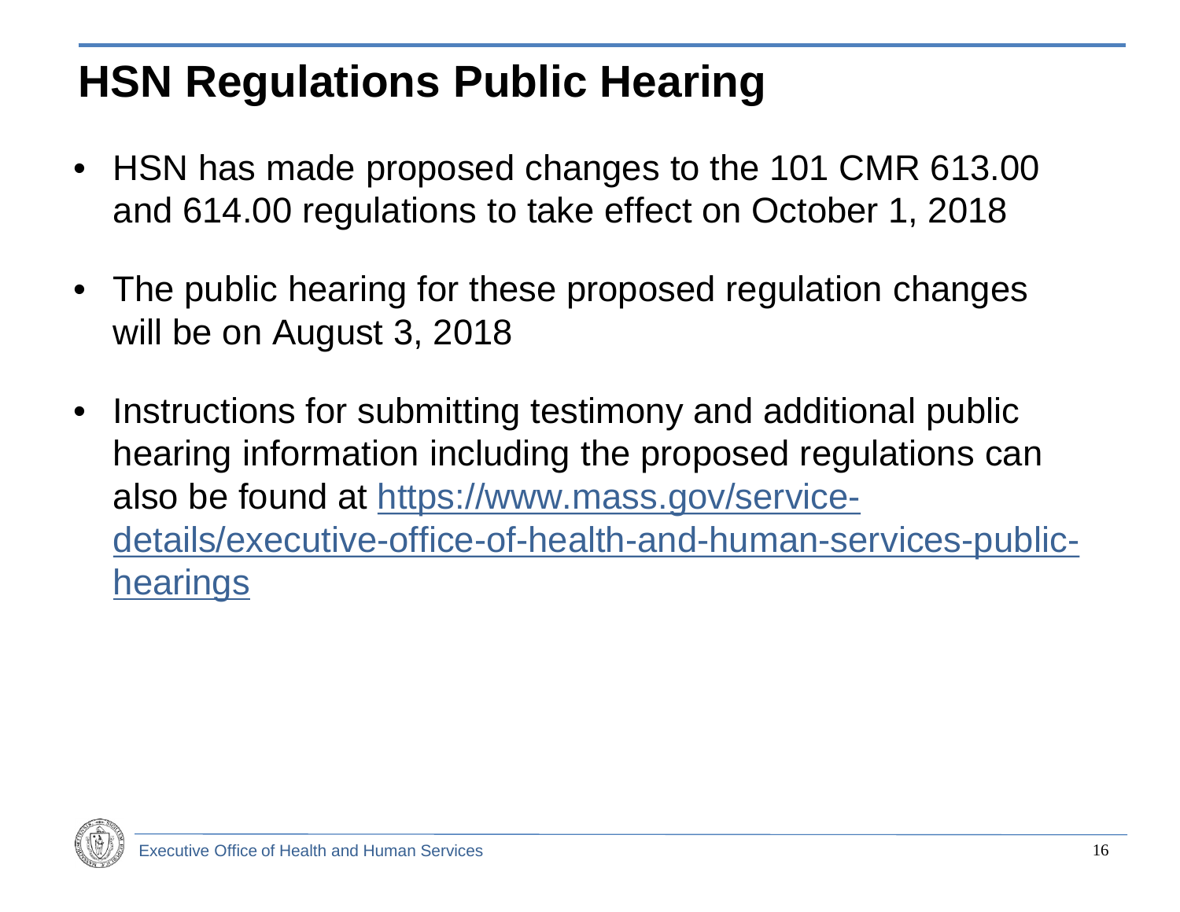# HSN Regulations Public Hearing

- HSN has made proposed changes to the 101 CMR 613.00 and 614.00 regulations to take effect on October 1, 2018
- The public hearing for these proposed regulation changes will be on August 3, 2018
- Instructions for submitting testimony and additional public hearing information including the proposed regulations can also be found at [https://www.mass.gov/service-details/executive-office-of-health-and-human-services-public-hearings](https://www.mass.gov/service-details/executive-office-of-health-and-human-services-public-hearings)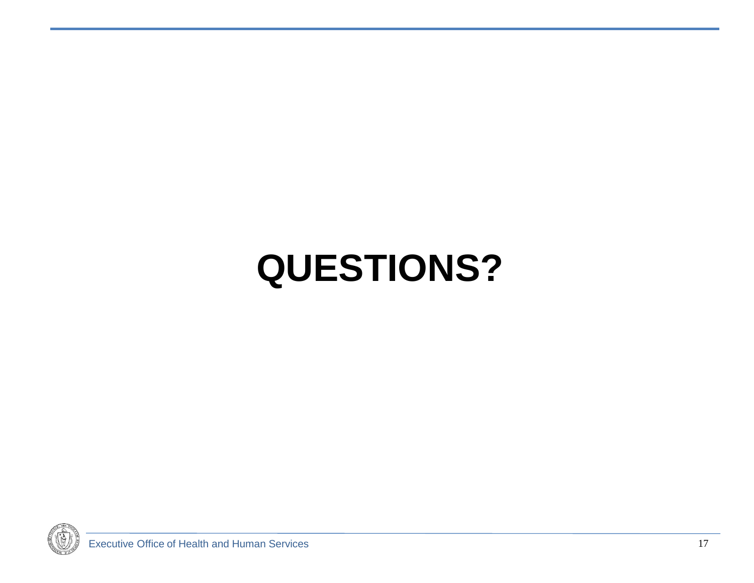# QUESTIONS?